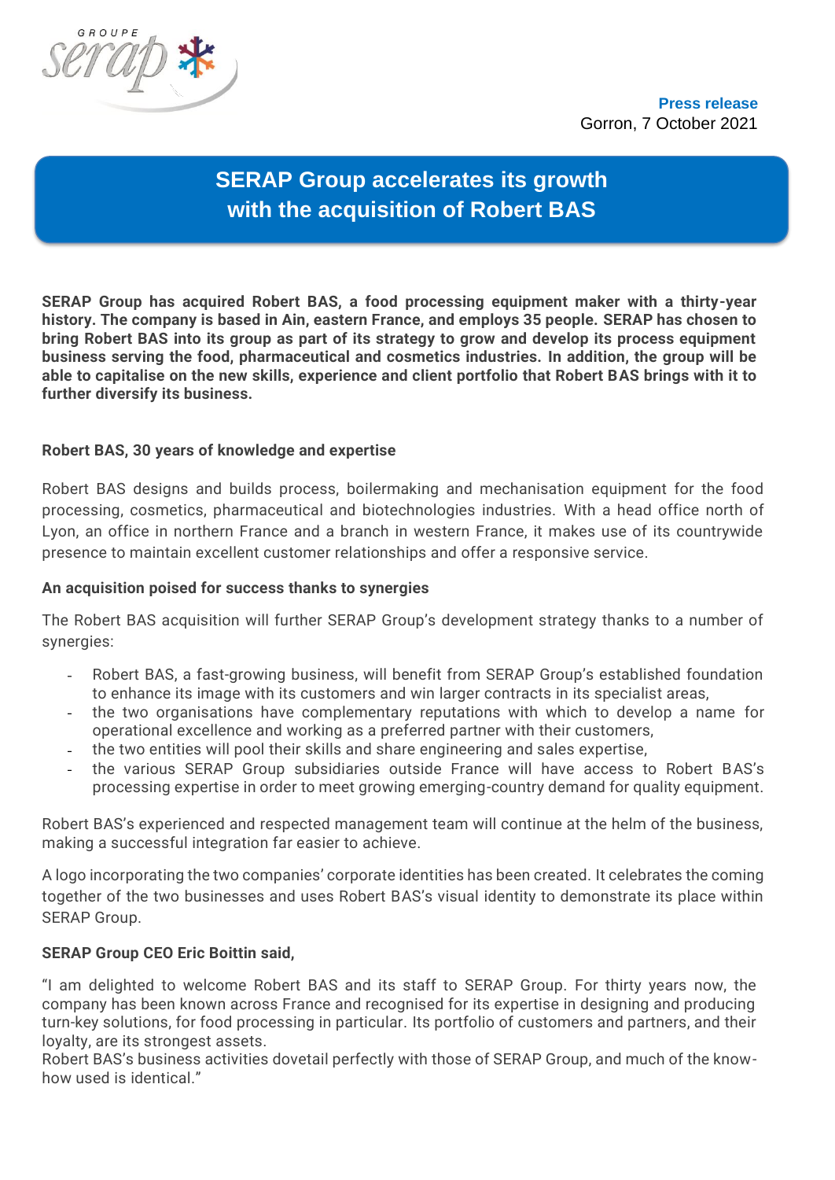GROUPE serap

**Press release**
Gorron, 7 October 2021

# SERAP Group accelerates its growth with the acquisition of Robert BAS

**SERAP Group has acquired Robert BAS, a food processing equipment maker with a thirty-year history. The company is based in Ain, eastern France, and employs 35 people. SERAP has chosen to bring Robert BAS into its group as part of its strategy to grow and develop its process equipment business serving the food, pharmaceutical and cosmetics industries. In addition, the group will be able to capitalise on the new skills, experience and client portfolio that Robert BAS brings with it to further diversify its business.**

### Robert BAS, 30 years of knowledge and expertise

Robert BAS designs and builds process, boilermaking and mechanisation equipment for the food processing, cosmetics, pharmaceutical and biotechnologies industries. With a head office north of Lyon, an office in northern France and a branch in western France, it makes use of its countrywide presence to maintain excellent customer relationships and offer a responsive service.

### An acquisition poised for success thanks to synergies

The Robert BAS acquisition will further SERAP Group's development strategy thanks to a number of synergies:

- Robert BAS, a fast-growing business, will benefit from SERAP Group's established foundation to enhance its image with its customers and win larger contracts in its specialist areas,
- the two organisations have complementary reputations with which to develop a name for operational excellence and working as a preferred partner with their customers,
- the two entities will pool their skills and share engineering and sales expertise,
- the various SERAP Group subsidiaries outside France will have access to Robert BAS's processing expertise in order to meet growing emerging-country demand for quality equipment.

Robert BAS's experienced and respected management team will continue at the helm of the business, making a successful integration far easier to achieve.

A logo incorporating the two companies' corporate identities has been created. It celebrates the coming together of the two businesses and uses Robert BAS's visual identity to demonstrate its place within SERAP Group.

**SERAP Group CEO Eric Boittin said,**

"I am delighted to welcome Robert BAS and its staff to SERAP Group. For thirty years now, the company has been known across France and recognised for its expertise in designing and producing turn-key solutions, for food processing in particular. Its portfolio of customers and partners, and their loyalty, are its strongest assets.
Robert BAS's business activities dovetail perfectly with those of SERAP Group, and much of the know-how used is identical."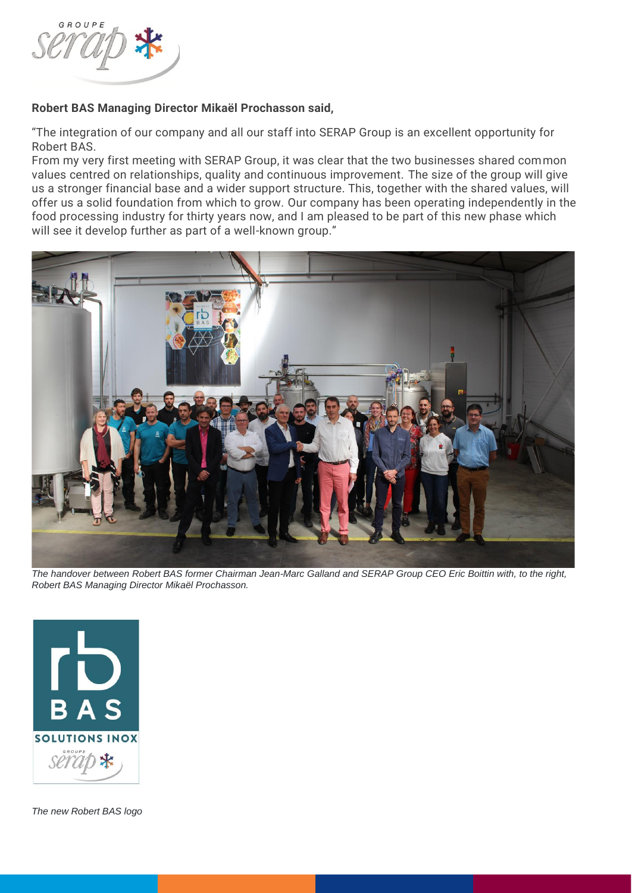**Robert BAS Managing Director Mikaël Prochasson said,**

"The integration of our company and all our staff into SERAP Group is an excellent opportunity for Robert BAS.
From my very first meeting with SERAP Group, it was clear that the two businesses shared common values centred on relationships, quality and continuous improvement. The size of the group will give us a stronger financial base and a wider support structure. This, together with the shared values, will offer us a solid foundation from which to grow. Our company has been operating independently in the food processing industry for thirty years now, and I am pleased to be part of this new phase which will see it develop further as part of a well-known group."

*The handover between Robert BAS former Chairman Jean-Marc Galland and SERAP Group CEO Eric Boittin with, to the right, Robert BAS Managing Director Mikaël Prochasson.*

*The new Robert BAS logo*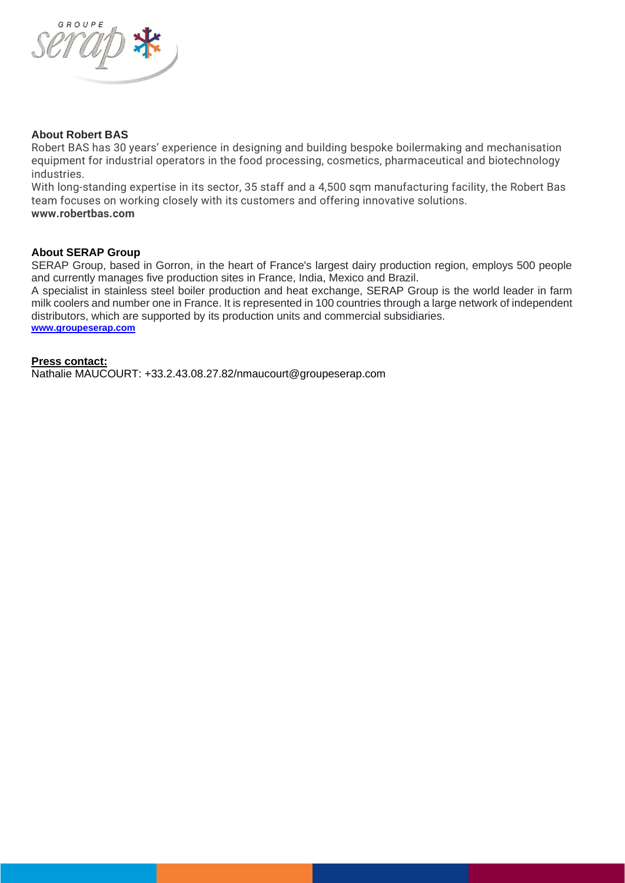## About Robert BAS

Robert BAS has 30 years' experience in designing and building bespoke boilermaking and mechanisation equipment for industrial operators in the food processing, cosmetics, pharmaceutical and biotechnology industries.

With long-standing expertise in its sector, 35 staff and a 4,500 sqm manufacturing facility, the Robert Bas team focuses on working closely with its customers and offering innovative solutions.

**www.robertbas.com**

## About SERAP Group

SERAP Group, based in Gorron, in the heart of France's largest dairy production region, employs 500 people and currently manages five production sites in France, India, Mexico and Brazil.

A specialist in stainless steel boiler production and heat exchange, SERAP Group is the world leader in farm milk coolers and number one in France. It is represented in 100 countries through a large network of independent distributors, which are supported by its production units and commercial subsidiaries.

**www.groupeserap.com**

**Press contact:**

Nathalie MAUCOURT: +33.2.43.08.27.82/nmaucourt@groupeserap.com